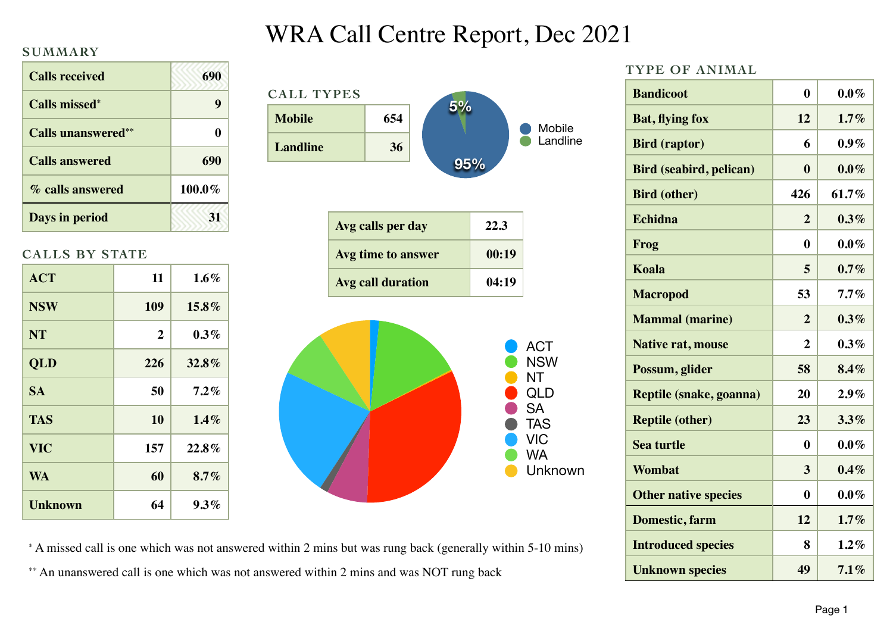# WRA Call Centre Report, Dec 2021

## SUMMARY

| | |
|---|---|
| Calls received | 690 |
| Calls missed* | 9 |
| Calls unanswered** | 0 |
| Calls answered | 690 |
| % calls answered | 100.0% |
| Days in period | 31 |

## CALLS BY STATE

| | | |
|---|---|---|
| ACT | 11 | 1.6% |
| NSW | 109 | 15.8% |
| NT | 2 | 0.3% |
| QLD | 226 | 32.8% |
| SA | 50 | 7.2% |
| TAS | 10 | 1.4% |
| VIC | 157 | 22.8% |
| WA | 60 | 8.7% |
| Unknown | 64 | 9.3% |

## CALL TYPES

| | |
|---|---|
| Mobile | 654 |
| Landline | 36 |

Mobile 95%, Landline 5%

| | |
|---|---|
| Avg calls per day | 22.3 |
| Avg time to answer | 00:19 |
| Avg call duration | 04:19 |

## TYPE OF ANIMAL

| | | |
|---|---|---|
| Bandicoot | 0 | 0.0% |
| Bat, flying fox | 12 | 1.7% |
| Bird (raptor) | 6 | 0.9% |
| Bird (seabird, pelican) | 0 | 0.0% |
| Bird (other) | 426 | 61.7% |
| Echidna | 2 | 0.3% |
| Frog | 0 | 0.0% |
| Koala | 5 | 0.7% |
| Macropod | 53 | 7.7% |
| Mammal (marine) | 2 | 0.3% |
| Native rat, mouse | 2 | 0.3% |
| Possum, glider | 58 | 8.4% |
| Reptile (snake, goanna) | 20 | 2.9% |
| Reptile (other) | 23 | 3.3% |
| Sea turtle | 0 | 0.0% |
| Wombat | 3 | 0.4% |
| Other native species | 0 | 0.0% |
| Domestic, farm | 12 | 1.7% |
| Introduced species | 8 | 1.2% |
| Unknown species | 49 | 7.1% |

\* A missed call is one which was not answered within 2 mins but was rung back (generally within 5-10 mins)

\*\* An unanswered call is one which was not answered within 2 mins and was NOT rung back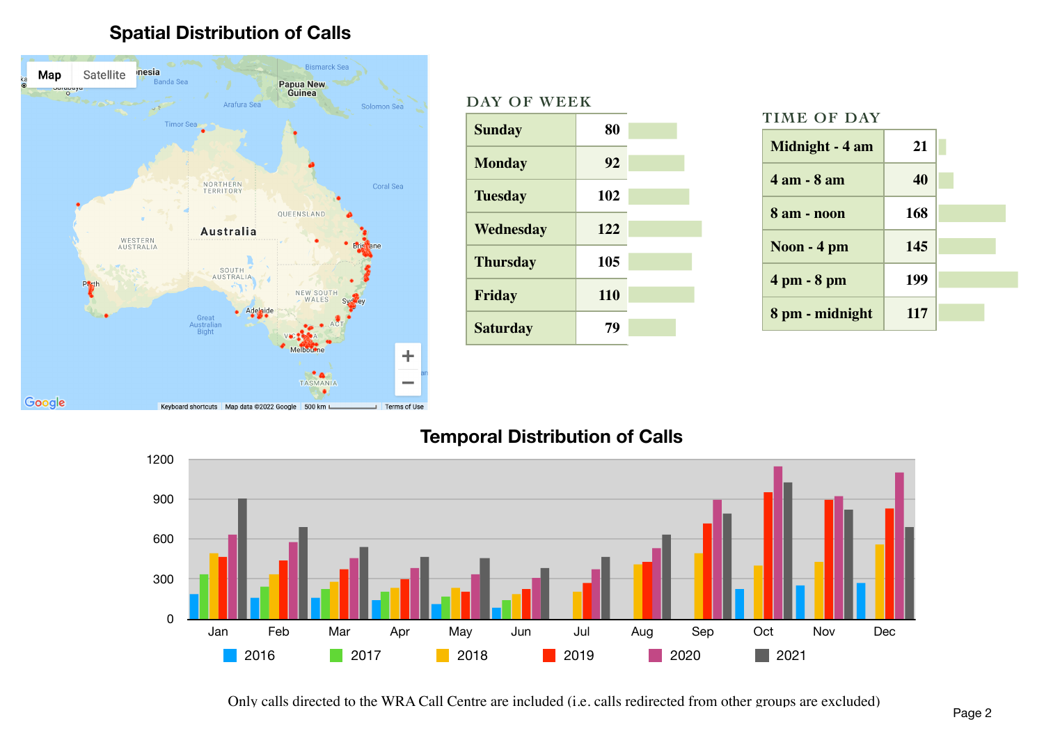## Spatial Distribution of Calls

Map | Satellite

Keyboard shortcuts | Map data ©2022 Google | 500 km | Terms of Use

### DAY OF WEEK

| | |
|---|---|
| Sunday | 80 |
| Monday | 92 |
| Tuesday | 102 |
| Wednesday | 122 |
| Thursday | 105 |
| Friday | 110 |
| Saturday | 79 |

### TIME OF DAY

| | |
|---|---|
| Midnight - 4 am | 21 |
| 4 am - 8 am | 40 |
| 8 am - noon | 168 |
| Noon - 4 pm | 145 |
| 4 pm - 8 pm | 199 |
| 8 pm - midnight | 117 |

## Temporal Distribution of Calls

1200
900
600
300
0

Jan Feb Mar Apr May Jun Jul Aug Sep Oct Nov Dec

2016 2017 2018 2019 2020 2021

Only calls directed to the WRA Call Centre are included (i.e. calls redirected from other groups are excluded)